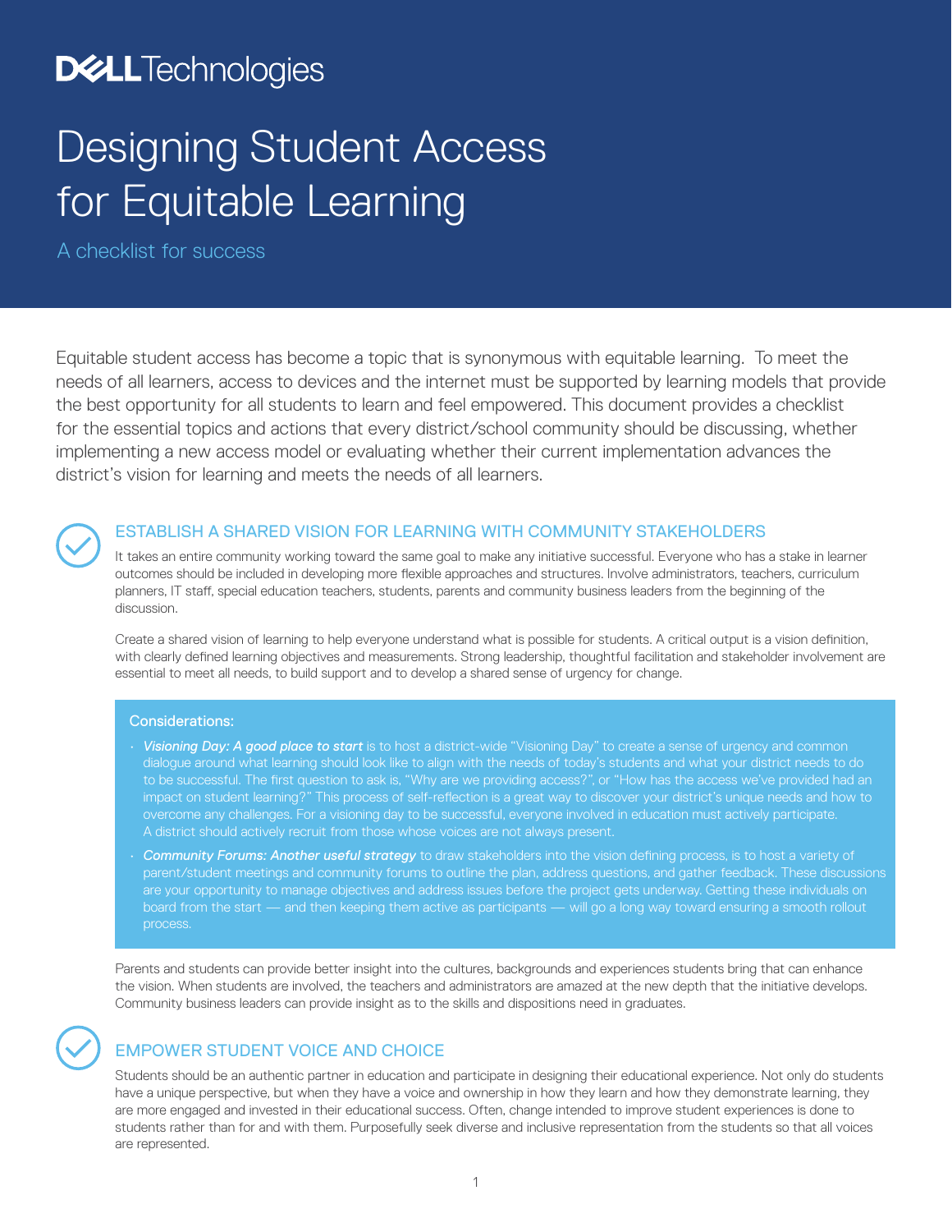Dell Technologies

# Designing Student Access for Equitable Learning

A checklist for success

Equitable student access has become a topic that is synonymous with equitable learning. To meet the needs of all learners, access to devices and the internet must be supported by learning models that provide the best opportunity for all students to learn and feel empowered. This document provides a checklist for the essential topics and actions that every district/school community should be discussing, whether implementing a new access model or evaluating whether their current implementation advances the district's vision for learning and meets the needs of all learners.

## ESTABLISH A SHARED VISION FOR LEARNING WITH COMMUNITY STAKEHOLDERS

It takes an entire community working toward the same goal to make any initiative successful. Everyone who has a stake in learner outcomes should be included in developing more flexible approaches and structures. Involve administrators, teachers, curriculum planners, IT staff, special education teachers, students, parents and community business leaders from the beginning of the discussion.

Create a shared vision of learning to help everyone understand what is possible for students. A critical output is a vision definition, with clearly defined learning objectives and measurements. Strong leadership, thoughtful facilitation and stakeholder involvement are essential to meet all needs, to build support and to develop a shared sense of urgency for change.

**Considerations:**

- ***Visioning Day: A good place to start*** is to host a district-wide "Visioning Day" to create a sense of urgency and common dialogue around what learning should look like to align with the needs of today's students and what your district needs to do to be successful. The first question to ask is, "Why are we providing access?", or "How has the access we've provided had an impact on student learning?" This process of self-reflection is a great way to discover your district's unique needs and how to overcome any challenges. For a visioning day to be successful, everyone involved in education must actively participate. A district should actively recruit from those whose voices are not always present.
- ***Community Forums: Another useful strategy*** to draw stakeholders into the vision defining process, is to host a variety of parent/student meetings and community forums to outline the plan, address questions, and gather feedback. These discussions are your opportunity to manage objectives and address issues before the project gets underway. Getting these individuals on board from the start — and then keeping them active as participants — will go a long way toward ensuring a smooth rollout process.

Parents and students can provide better insight into the cultures, backgrounds and experiences students bring that can enhance the vision. When students are involved, the teachers and administrators are amazed at the new depth that the initiative develops. Community business leaders can provide insight as to the skills and dispositions need in graduates.

## EMPOWER STUDENT VOICE AND CHOICE

Students should be an authentic partner in education and participate in designing their educational experience. Not only do students have a unique perspective, but when they have a voice and ownership in how they learn and how they demonstrate learning, they are more engaged and invested in their educational success. Often, change intended to improve student experiences is done to students rather than for and with them. Purposefully seek diverse and inclusive representation from the students so that all voices are represented.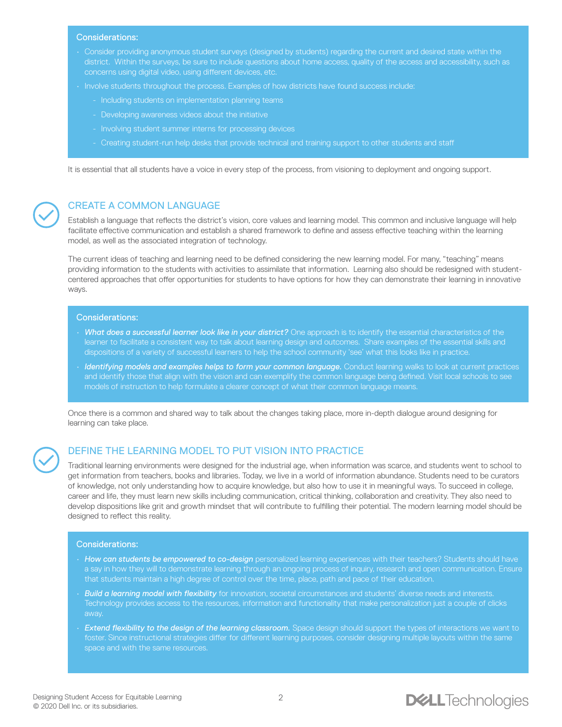**Considerations:**

- Consider providing anonymous student surveys (designed by students) regarding the current and desired state within the district. Within the surveys, be sure to include questions about home access, quality of the access and accessibility, such as concerns using digital video, using different devices, etc.
- Involve students throughout the process. Examples of how districts have found success include:
  - Including students on implementation planning teams
  - Developing awareness videos about the initiative
  - Involving student summer interns for processing devices
  - Creating student-run help desks that provide technical and training support to other students and staff

It is essential that all students have a voice in every step of the process, from visioning to deployment and ongoing support.

## CREATE A COMMON LANGUAGE

Establish a language that reflects the district's vision, core values and learning model. This common and inclusive language will help facilitate effective communication and establish a shared framework to define and assess effective teaching within the learning model, as well as the associated integration of technology.

The current ideas of teaching and learning need to be defined considering the new learning model. For many, "teaching" means providing information to the students with activities to assimilate that information. Learning also should be redesigned with student-centered approaches that offer opportunities for students to have options for how they can demonstrate their learning in innovative ways.

**Considerations:**

- ***What does a successful learner look like in your district?*** One approach is to identify the essential characteristics of the learner to facilitate a consistent way to talk about learning design and outcomes. Share examples of the essential skills and dispositions of a variety of successful learners to help the school community 'see' what this looks like in practice.
- ***Identifying models and examples helps to form your common language.*** Conduct learning walks to look at current practices and identify those that align with the vision and can exemplify the common language being defined. Visit local schools to see models of instruction to help formulate a clearer concept of what their common language means.

Once there is a common and shared way to talk about the changes taking place, more in-depth dialogue around designing for learning can take place.

## DEFINE THE LEARNING MODEL TO PUT VISION INTO PRACTICE

Traditional learning environments were designed for the industrial age, when information was scarce, and students went to school to get information from teachers, books and libraries. Today, we live in a world of information abundance. Students need to be curators of knowledge, not only understanding how to acquire knowledge, but also how to use it in meaningful ways. To succeed in college, career and life, they must learn new skills including communication, critical thinking, collaboration and creativity. They also need to develop dispositions like grit and growth mindset that will contribute to fulfilling their potential. The modern learning model should be designed to reflect this reality.

**Considerations:**

- ***How can students be empowered to co-design*** personalized learning experiences with their teachers? Students should have a say in how they will to demonstrate learning through an ongoing process of inquiry, research and open communication. Ensure that students maintain a high degree of control over the time, place, path and pace of their education.
- ***Build a learning model with flexibility*** for innovation, societal circumstances and students' diverse needs and interests. Technology provides access to the resources, information and functionality that make personalization just a couple of clicks away.
- ***Extend flexibility to the design of the learning classroom.*** Space design should support the types of interactions we want to foster. Since instructional strategies differ for different learning purposes, consider designing multiple layouts within the same space and with the same resources.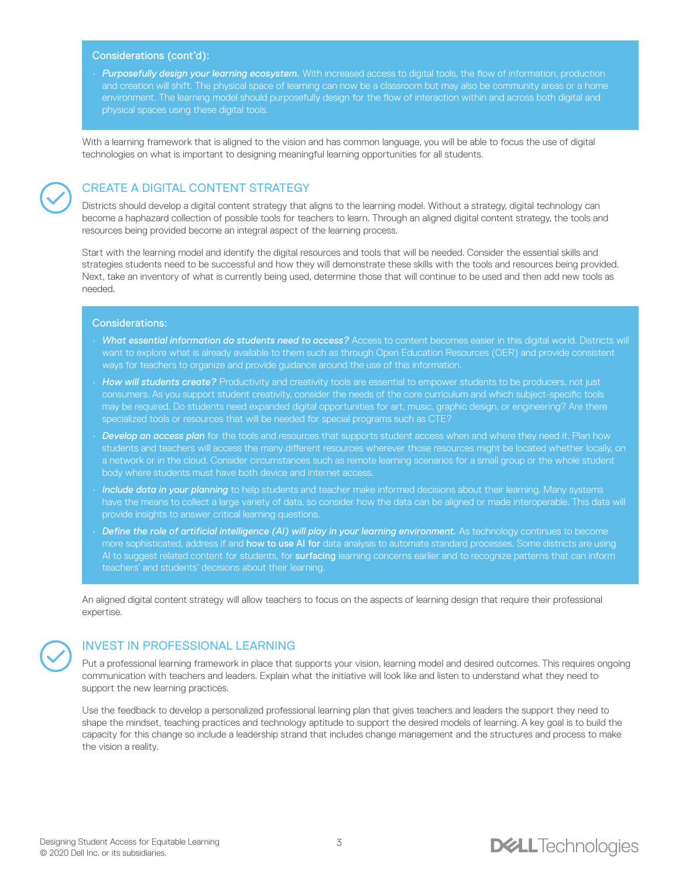Considerations (cont'd):

- ***Purposefully design your learning ecosystem.*** With increased access to digital tools, the flow of information, production and creation will shift. The physical space of learning can now be a classroom but may also be community areas or a home environment. The learning model should purposefully design for the flow of interaction within and across both digital and physical spaces using these digital tools.

With a learning framework that is aligned to the vision and has common language, you will be able to focus the use of digital technologies on what is important to designing meaningful learning opportunities for all students.

## CREATE A DIGITAL CONTENT STRATEGY

Districts should develop a digital content strategy that aligns to the learning model. Without a strategy, digital technology can become a haphazard collection of possible tools for teachers to learn. Through an aligned digital content strategy, the tools and resources being provided become an integral aspect of the learning process.

Start with the learning model and identify the digital resources and tools that will be needed. Consider the essential skills and strategies students need to be successful and how they will demonstrate these skills with the tools and resources being provided. Next, take an inventory of what is currently being used, determine those that will continue to be used and then add new tools as needed.

Considerations:

- ***What essential information do students need to access?*** Access to content becomes easier in this digital world. Districts will want to explore what is already available to them such as through Open Education Resources (OER) and provide consistent ways for teachers to organize and provide guidance around the use of this information.
- ***How will students create?*** Productivity and creativity tools are essential to empower students to be producers, not just consumers. As you support student creativity, consider the needs of the core curriculum and which subject-specific tools may be required. Do students need expanded digital opportunities for art, music, graphic design, or engineering? Are there specialized tools or resources that will be needed for special programs such as CTE?
- ***Develop an access plan*** for the tools and resources that supports student access when and where they need it. Plan how students and teachers will access the many different resources wherever those resources might be located whether locally, on a network or in the cloud. Consider circumstances such as remote learning scenarios for a small group or the whole student body where students must have both device and internet access.
- ***Include data in your planning*** to help students and teacher make informed decisions about their learning. Many systems have the means to collect a large variety of data, so consider how the data can be aligned or made interoperable. This data will provide insights to answer critical learning questions.
- ***Define the role of artificial intelligence (AI) will play in your learning environment.*** As technology continues to become more sophisticated, address if and how to use AI for data analysis to automate standard processes. Some districts are using AI to suggest related content for students, for surfacing learning concerns earlier and to recognize patterns that can inform teachers' and students' decisions about their learning.

An aligned digital content strategy will allow teachers to focus on the aspects of learning design that require their professional expertise.

## INVEST IN PROFESSIONAL LEARNING

Put a professional learning framework in place that supports your vision, learning model and desired outcomes. This requires ongoing communication with teachers and leaders. Explain what the initiative will look like and listen to understand what they need to support the new learning practices.

Use the feedback to develop a personalized professional learning plan that gives teachers and leaders the support they need to shape the mindset, teaching practices and technology aptitude to support the desired models of learning. A key goal is to build the capacity for this change so include a leadership strand that includes change management and the structures and process to make the vision a reality.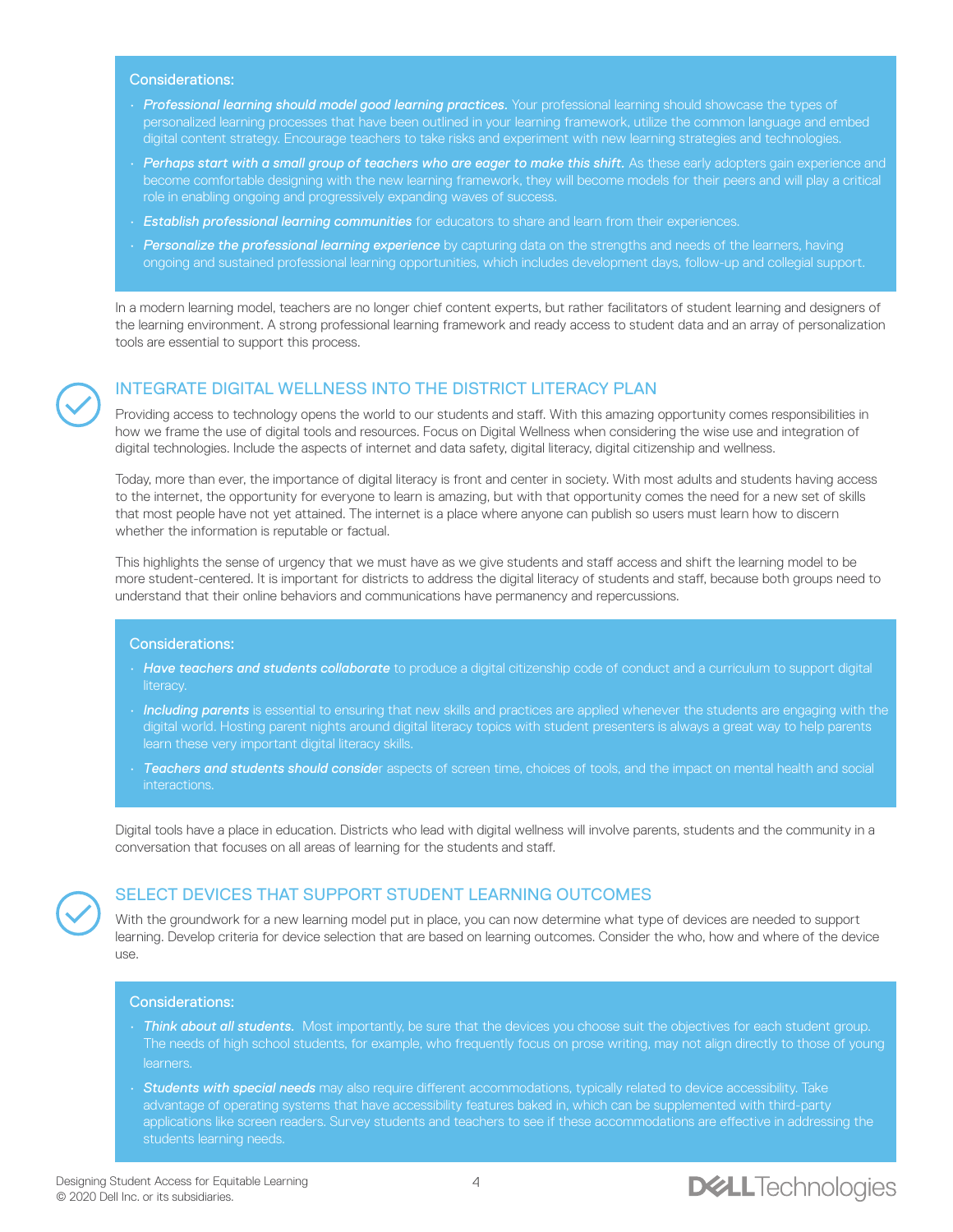Considerations:

- ***Professional learning should model good learning practices.*** Your professional learning should showcase the types of personalized learning processes that have been outlined in your learning framework, utilize the common language and embed digital content strategy. Encourage teachers to take risks and experiment with new learning strategies and technologies.
- ***Perhaps start with a small group of teachers who are eager to make this shift.*** As these early adopters gain experience and become comfortable designing with the new learning framework, they will become models for their peers and will play a critical role in enabling ongoing and progressively expanding waves of success.
- ***Establish professional learning communities*** for educators to share and learn from their experiences.
- ***Personalize the professional learning experience*** by capturing data on the strengths and needs of the learners, having ongoing and sustained professional learning opportunities, which includes development days, follow-up and collegial support.

In a modern learning model, teachers are no longer chief content experts, but rather facilitators of student learning and designers of the learning environment. A strong professional learning framework and ready access to student data and an array of personalization tools are essential to support this process.

## INTEGRATE DIGITAL WELLNESS INTO THE DISTRICT LITERACY PLAN

Providing access to technology opens the world to our students and staff. With this amazing opportunity comes responsibilities in how we frame the use of digital tools and resources. Focus on Digital Wellness when considering the wise use and integration of digital technologies. Include the aspects of internet and data safety, digital literacy, digital citizenship and wellness.

Today, more than ever, the importance of digital literacy is front and center in society. With most adults and students having access to the internet, the opportunity for everyone to learn is amazing, but with that opportunity comes the need for a new set of skills that most people have not yet attained. The internet is a place where anyone can publish so users must learn how to discern whether the information is reputable or factual.

This highlights the sense of urgency that we must have as we give students and staff access and shift the learning model to be more student-centered. It is important for districts to address the digital literacy of students and staff, because both groups need to understand that their online behaviors and communications have permanency and repercussions.

Considerations:

- ***Have teachers and students collaborate*** to produce a digital citizenship code of conduct and a curriculum to support digital literacy.
- ***Including parents*** is essential to ensuring that new skills and practices are applied whenever the students are engaging with the digital world. Hosting parent nights around digital literacy topics with student presenters is always a great way to help parents learn these very important digital literacy skills.
- ***Teachers and students should consider*** aspects of screen time, choices of tools, and the impact on mental health and social interactions.

Digital tools have a place in education. Districts who lead with digital wellness will involve parents, students and the community in a conversation that focuses on all areas of learning for the students and staff.

## SELECT DEVICES THAT SUPPORT STUDENT LEARNING OUTCOMES

With the groundwork for a new learning model put in place, you can now determine what type of devices are needed to support learning. Develop criteria for device selection that are based on learning outcomes. Consider the who, how and where of the device use.

Considerations:

- ***Think about all students.*** Most importantly, be sure that the devices you choose suit the objectives for each student group. The needs of high school students, for example, who frequently focus on prose writing, may not align directly to those of young learners.
- ***Students with special needs*** may also require different accommodations, typically related to device accessibility. Take advantage of operating systems that have accessibility features baked in, which can be supplemented with third-party applications like screen readers. Survey students and teachers to see if these accommodations are effective in addressing the students learning needs.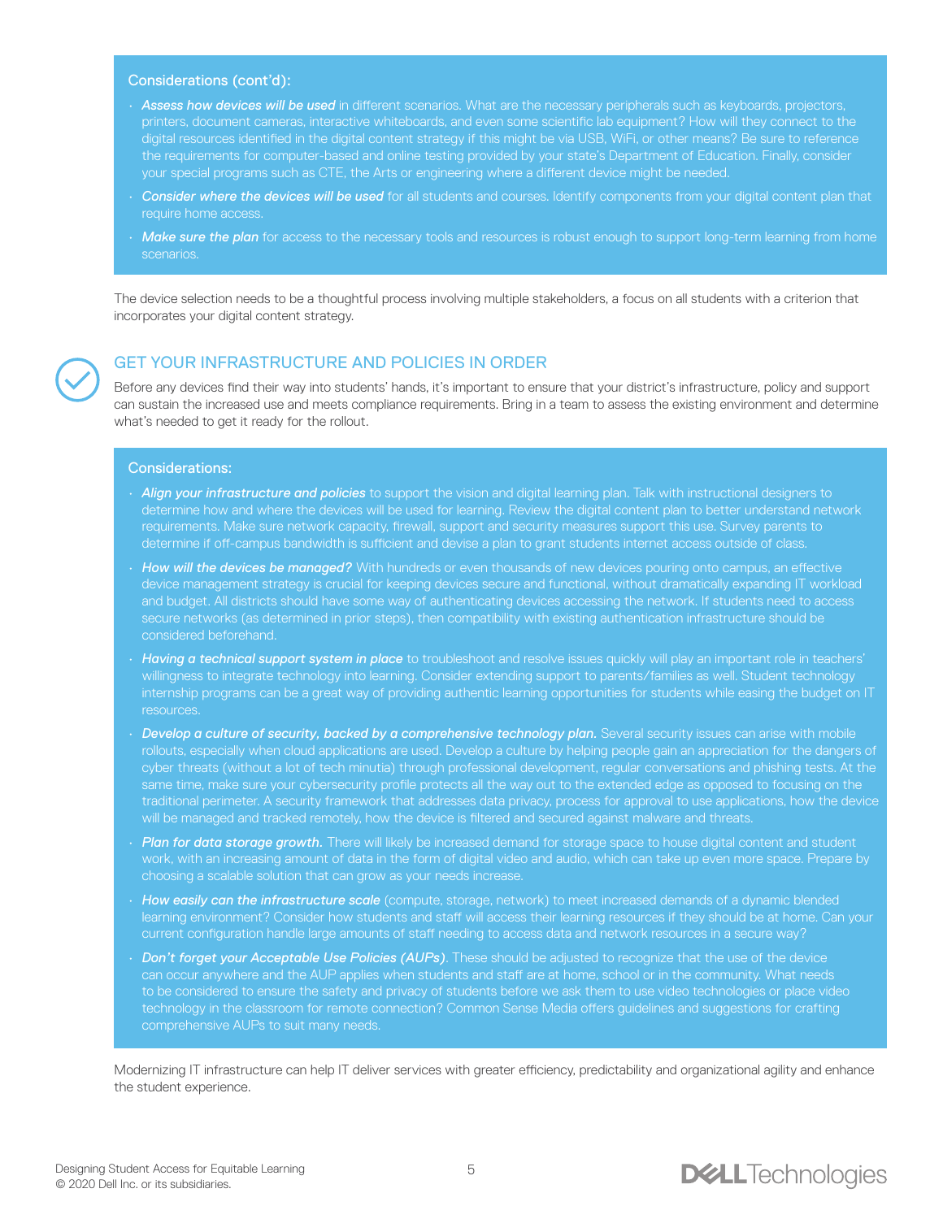Considerations (cont'd):

- ***Assess how devices will be used*** in different scenarios. What are the necessary peripherals such as keyboards, projectors, printers, document cameras, interactive whiteboards, and even some scientific lab equipment? How will they connect to the digital resources identified in the digital content strategy if this might be via USB, WiFi, or other means? Be sure to reference the requirements for computer-based and online testing provided by your state's Department of Education. Finally, consider your special programs such as CTE, the Arts or engineering where a different device might be needed.
- ***Consider where the devices will be used*** for all students and courses. Identify components from your digital content plan that require home access.
- ***Make sure the plan*** for access to the necessary tools and resources is robust enough to support long-term learning from home scenarios.

The device selection needs to be a thoughtful process involving multiple stakeholders, a focus on all students with a criterion that incorporates your digital content strategy.

## GET YOUR INFRASTRUCTURE AND POLICIES IN ORDER

Before any devices find their way into students' hands, it's important to ensure that your district's infrastructure, policy and support can sustain the increased use and meets compliance requirements. Bring in a team to assess the existing environment and determine what's needed to get it ready for the rollout.

Considerations:

- ***Align your infrastructure and policies*** to support the vision and digital learning plan. Talk with instructional designers to determine how and where the devices will be used for learning. Review the digital content plan to better understand network requirements. Make sure network capacity, firewall, support and security measures support this use. Survey parents to determine if off-campus bandwidth is sufficient and devise a plan to grant students internet access outside of class.
- ***How will the devices be managed?*** With hundreds or even thousands of new devices pouring onto campus, an effective device management strategy is crucial for keeping devices secure and functional, without dramatically expanding IT workload and budget. All districts should have some way of authenticating devices accessing the network. If students need to access secure networks (as determined in prior steps), then compatibility with existing authentication infrastructure should be considered beforehand.
- ***Having a technical support system in place*** to troubleshoot and resolve issues quickly will play an important role in teachers' willingness to integrate technology into learning. Consider extending support to parents/families as well. Student technology internship programs can be a great way of providing authentic learning opportunities for students while easing the budget on IT resources.
- ***Develop a culture of security, backed by a comprehensive technology plan.*** Several security issues can arise with mobile rollouts, especially when cloud applications are used. Develop a culture by helping people gain an appreciation for the dangers of cyber threats (without a lot of tech minutia) through professional development, regular conversations and phishing tests. At the same time, make sure your cybersecurity profile protects all the way out to the extended edge as opposed to focusing on the traditional perimeter. A security framework that addresses data privacy, process for approval to use applications, how the device will be managed and tracked remotely, how the device is filtered and secured against malware and threats.
- ***Plan for data storage growth.*** There will likely be increased demand for storage space to house digital content and student work, with an increasing amount of data in the form of digital video and audio, which can take up even more space. Prepare by choosing a scalable solution that can grow as your needs increase.
- ***How easily can the infrastructure scale*** (compute, storage, network) to meet increased demands of a dynamic blended learning environment? Consider how students and staff will access their learning resources if they should be at home. Can your current configuration handle large amounts of staff needing to access data and network resources in a secure way?
- ***Don't forget your Acceptable Use Policies (AUPs)***. These should be adjusted to recognize that the use of the device can occur anywhere and the AUP applies when students and staff are at home, school or in the community. What needs to be considered to ensure the safety and privacy of students before we ask them to use video technologies or place video technology in the classroom for remote connection? Common Sense Media offers guidelines and suggestions for crafting comprehensive AUPs to suit many needs.

Modernizing IT infrastructure can help IT deliver services with greater efficiency, predictability and organizational agility and enhance the student experience.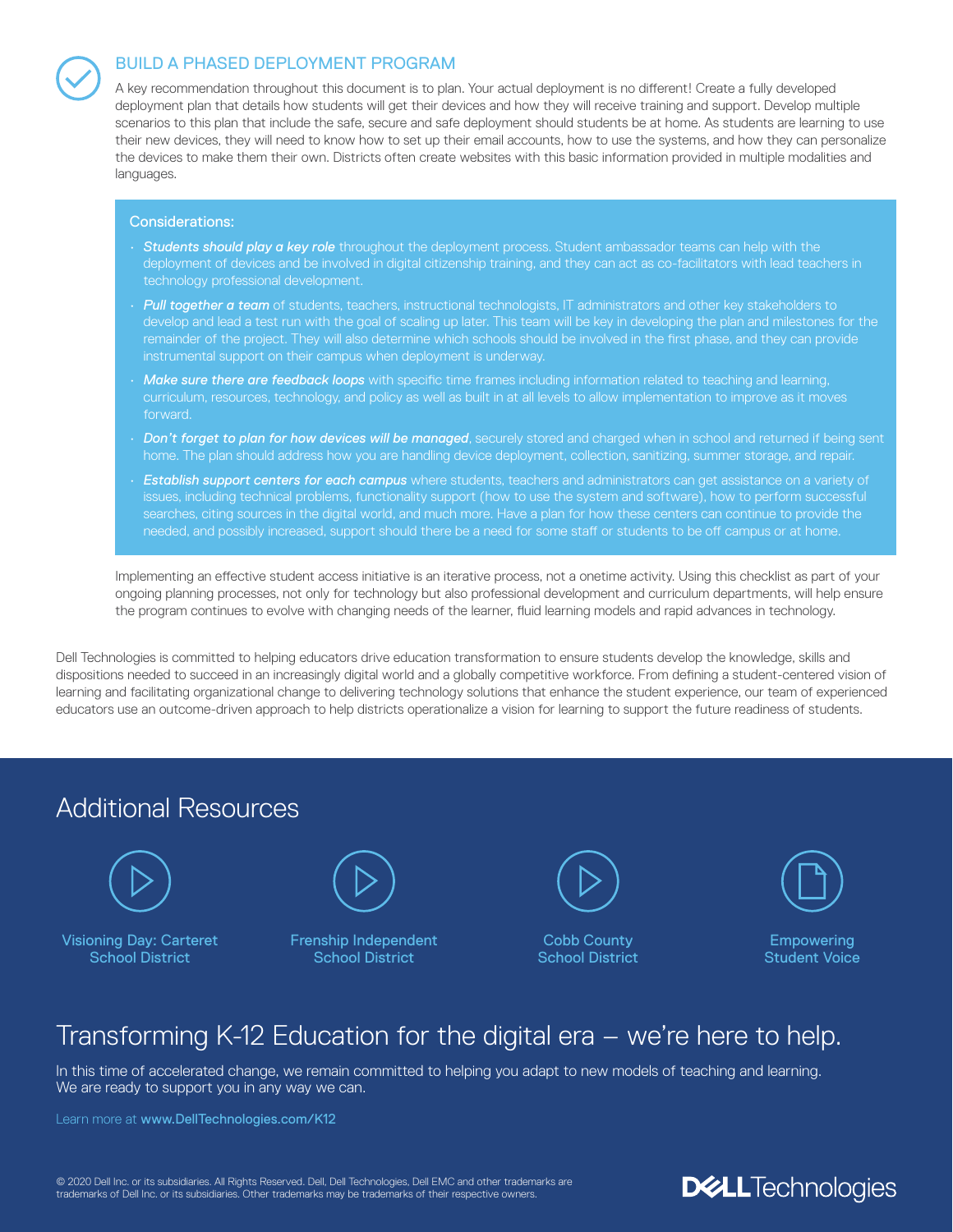## BUILD A PHASED DEPLOYMENT PROGRAM

A key recommendation throughout this document is to plan. Your actual deployment is no different! Create a fully developed deployment plan that details how students will get their devices and how they will receive training and support. Develop multiple scenarios to this plan that include the safe, secure and safe deployment should students be at home. As students are learning to use their new devices, they will need to know how to set up their email accounts, how to use the systems, and how they can personalize the devices to make them their own. Districts often create websites with this basic information provided in multiple modalities and languages.

**Considerations:**

- ***Students should play a key role*** throughout the deployment process. Student ambassador teams can help with the deployment of devices and be involved in digital citizenship training, and they can act as co-facilitators with lead teachers in technology professional development.
- ***Pull together a team*** of students, teachers, instructional technologists, IT administrators and other key stakeholders to develop and lead a test run with the goal of scaling up later. This team will be key in developing the plan and milestones for the remainder of the project. They will also determine which schools should be involved in the first phase, and they can provide instrumental support on their campus when deployment is underway.
- ***Make sure there are feedback loops*** with specific time frames including information related to teaching and learning, curriculum, resources, technology, and policy as well as built in at all levels to allow implementation to improve as it moves forward.
- ***Don't forget to plan for how devices will be managed***, securely stored and charged when in school and returned if being sent home. The plan should address how you are handling device deployment, collection, sanitizing, summer storage, and repair.
- ***Establish support centers for each campus*** where students, teachers and administrators can get assistance on a variety of issues, including technical problems, functionality support (how to use the system and software), how to perform successful searches, citing sources in the digital world, and much more. Have a plan for how these centers can continue to provide the needed, and possibly increased, support should there be a need for some staff or students to be off campus or at home.

Implementing an effective student access initiative is an iterative process, not a onetime activity. Using this checklist as part of your ongoing planning processes, not only for technology but also professional development and curriculum departments, will help ensure the program continues to evolve with changing needs of the learner, fluid learning models and rapid advances in technology.

Dell Technologies is committed to helping educators drive education transformation to ensure students develop the knowledge, skills and dispositions needed to succeed in an increasingly digital world and a globally competitive workforce. From defining a student-centered vision of learning and facilitating organizational change to delivering technology solutions that enhance the student experience, our team of experienced educators use an outcome-driven approach to help districts operationalize a vision for learning to support the future readiness of students.

## Additional Resources

- Visioning Day: Carteret School District
- Frenship Independent School District
- Cobb County School District
- Empowering Student Voice

## Transforming K-12 Education for the digital era – we're here to help.

In this time of accelerated change, we remain committed to helping you adapt to new models of teaching and learning. We are ready to support you in any way we can.

Learn more at **www.DellTechnologies.com/K12**

© 2020 Dell Inc. or its subsidiaries. All Rights Reserved. Dell, Dell Technologies, Dell EMC and other trademarks are trademarks of Dell Inc. or its subsidiaries. Other trademarks may be trademarks of their respective owners.

DELL Technologies